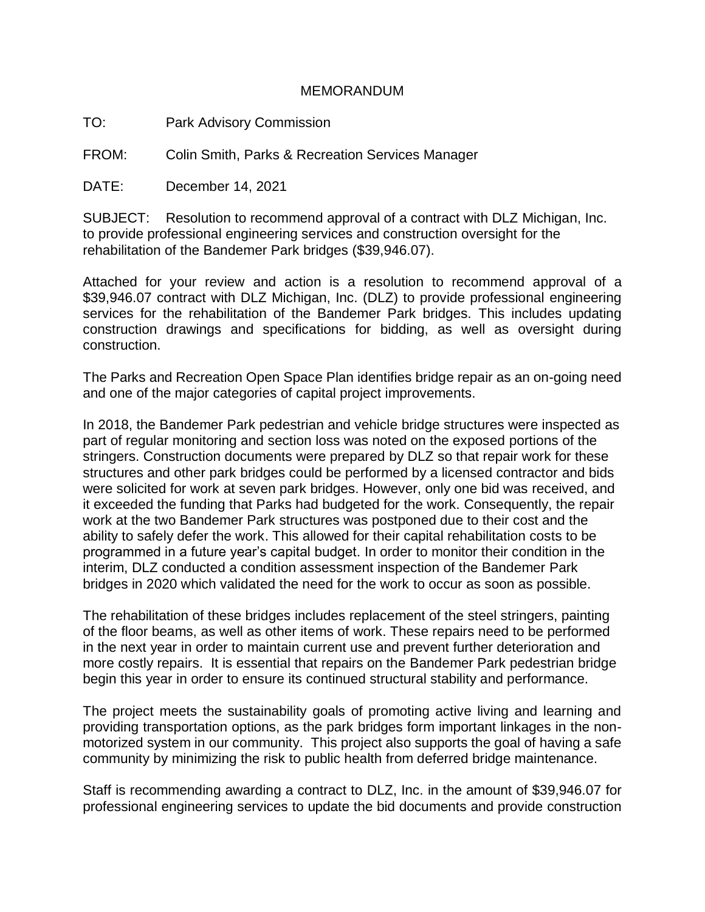# MEMORANDUM

TO: Park Advisory Commission

FROM: Colin Smith, Parks & Recreation Services Manager

DATE: December 14, 2021

SUBJECT: Resolution to recommend approval of a contract with DLZ Michigan, Inc. to provide professional engineering services and construction oversight for the rehabilitation of the Bandemer Park bridges ($39,946.07).

Attached for your review and action is a resolution to recommend approval of a $39,946.07 contract with DLZ Michigan, Inc. (DLZ) to provide professional engineering services for the rehabilitation of the Bandemer Park bridges. This includes updating construction drawings and specifications for bidding, as well as oversight during construction.

The Parks and Recreation Open Space Plan identifies bridge repair as an on-going need and one of the major categories of capital project improvements.

In 2018, the Bandemer Park pedestrian and vehicle bridge structures were inspected as part of regular monitoring and section loss was noted on the exposed portions of the stringers. Construction documents were prepared by DLZ so that repair work for these structures and other park bridges could be performed by a licensed contractor and bids were solicited for work at seven park bridges. However, only one bid was received, and it exceeded the funding that Parks had budgeted for the work. Consequently, the repair work at the two Bandemer Park structures was postponed due to their cost and the ability to safely defer the work. This allowed for their capital rehabilitation costs to be programmed in a future year's capital budget. In order to monitor their condition in the interim, DLZ conducted a condition assessment inspection of the Bandemer Park bridges in 2020 which validated the need for the work to occur as soon as possible.

The rehabilitation of these bridges includes replacement of the steel stringers, painting of the floor beams, as well as other items of work. These repairs need to be performed in the next year in order to maintain current use and prevent further deterioration and more costly repairs. It is essential that repairs on the Bandemer Park pedestrian bridge begin this year in order to ensure its continued structural stability and performance.

The project meets the sustainability goals of promoting active living and learning and providing transportation options, as the park bridges form important linkages in the non-motorized system in our community. This project also supports the goal of having a safe community by minimizing the risk to public health from deferred bridge maintenance.

Staff is recommending awarding a contract to DLZ, Inc. in the amount of $39,946.07 for professional engineering services to update the bid documents and provide construction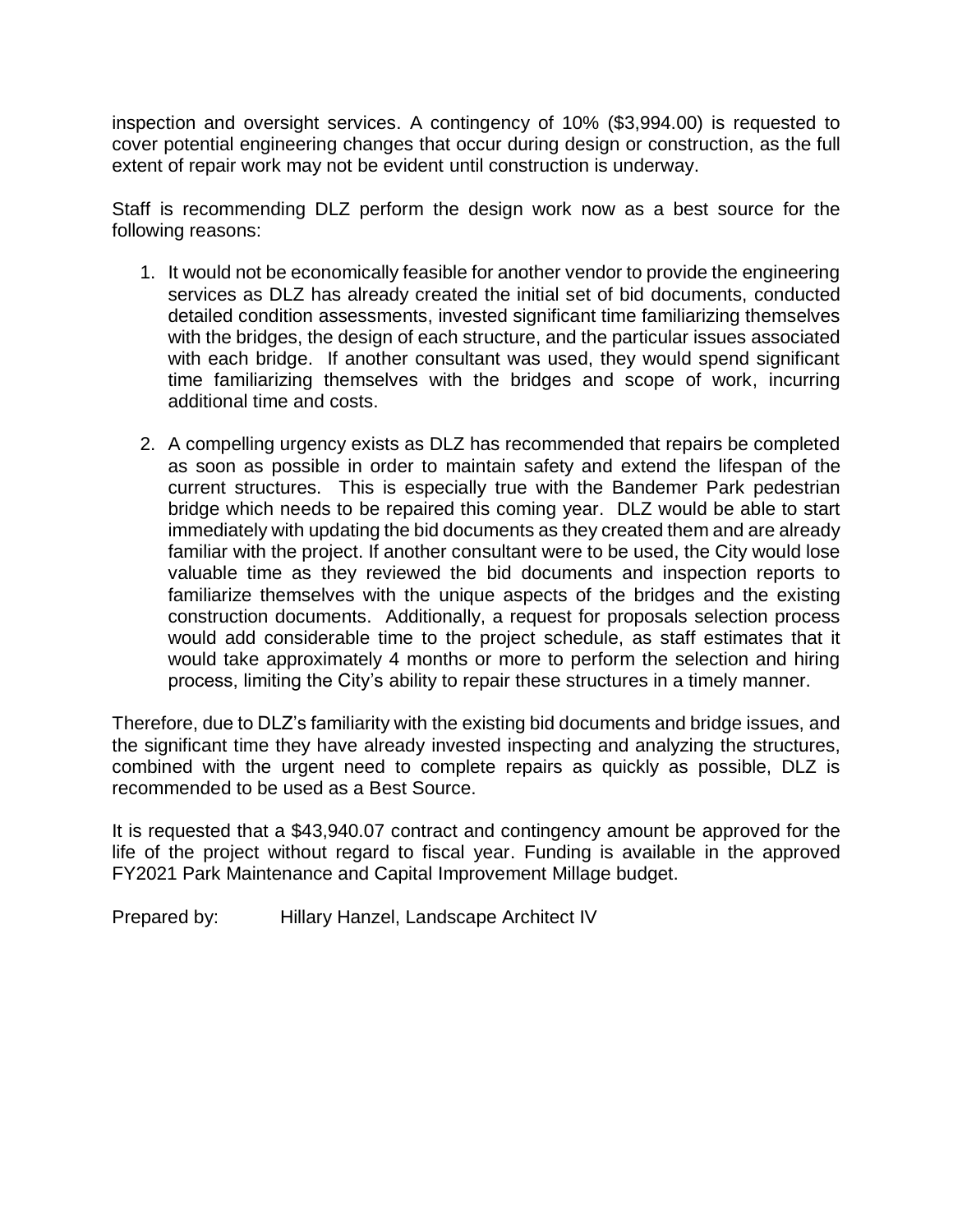inspection and oversight services. A contingency of 10% ($3,994.00) is requested to cover potential engineering changes that occur during design or construction, as the full extent of repair work may not be evident until construction is underway.

Staff is recommending DLZ perform the design work now as a best source for the following reasons:

1. It would not be economically feasible for another vendor to provide the engineering services as DLZ has already created the initial set of bid documents, conducted detailed condition assessments, invested significant time familiarizing themselves with the bridges, the design of each structure, and the particular issues associated with each bridge. If another consultant was used, they would spend significant time familiarizing themselves with the bridges and scope of work, incurring additional time and costs.

2. A compelling urgency exists as DLZ has recommended that repairs be completed as soon as possible in order to maintain safety and extend the lifespan of the current structures. This is especially true with the Bandemer Park pedestrian bridge which needs to be repaired this coming year. DLZ would be able to start immediately with updating the bid documents as they created them and are already familiar with the project. If another consultant were to be used, the City would lose valuable time as they reviewed the bid documents and inspection reports to familiarize themselves with the unique aspects of the bridges and the existing construction documents. Additionally, a request for proposals selection process would add considerable time to the project schedule, as staff estimates that it would take approximately 4 months or more to perform the selection and hiring process, limiting the City's ability to repair these structures in a timely manner.

Therefore, due to DLZ's familiarity with the existing bid documents and bridge issues, and the significant time they have already invested inspecting and analyzing the structures, combined with the urgent need to complete repairs as quickly as possible, DLZ is recommended to be used as a Best Source.

It is requested that a $43,940.07 contract and contingency amount be approved for the life of the project without regard to fiscal year. Funding is available in the approved FY2021 Park Maintenance and Capital Improvement Millage budget.

Prepared by: Hillary Hanzel, Landscape Architect IV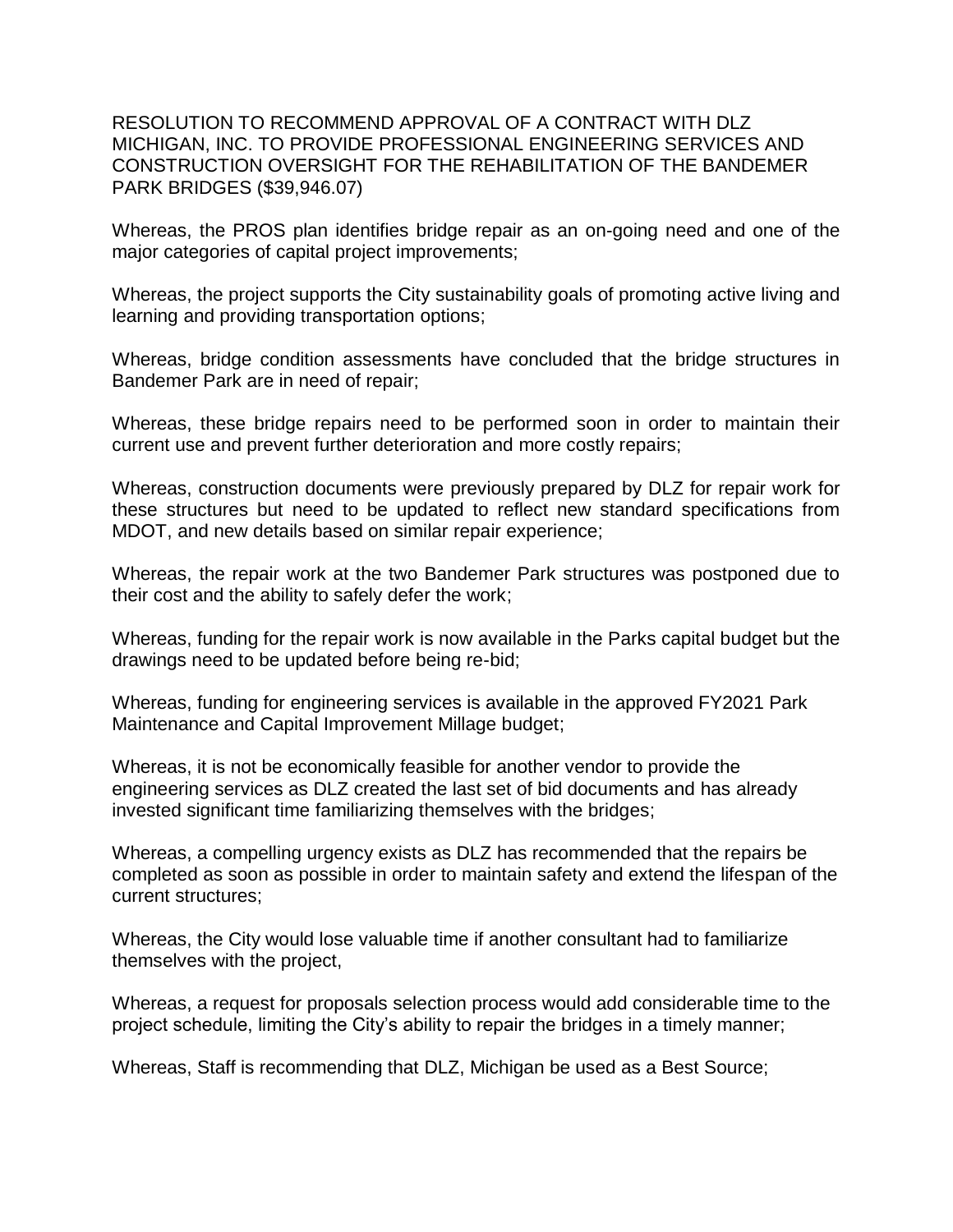RESOLUTION TO RECOMMEND APPROVAL OF A CONTRACT WITH DLZ MICHIGAN, INC. TO PROVIDE PROFESSIONAL ENGINEERING SERVICES AND CONSTRUCTION OVERSIGHT FOR THE REHABILITATION OF THE BANDEMER PARK BRIDGES ($39,946.07)

Whereas, the PROS plan identifies bridge repair as an on-going need and one of the major categories of capital project improvements;

Whereas, the project supports the City sustainability goals of promoting active living and learning and providing transportation options;

Whereas, bridge condition assessments have concluded that the bridge structures in Bandemer Park are in need of repair;

Whereas, these bridge repairs need to be performed soon in order to maintain their current use and prevent further deterioration and more costly repairs;

Whereas, construction documents were previously prepared by DLZ for repair work for these structures but need to be updated to reflect new standard specifications from MDOT, and new details based on similar repair experience;

Whereas, the repair work at the two Bandemer Park structures was postponed due to their cost and the ability to safely defer the work;

Whereas, funding for the repair work is now available in the Parks capital budget but the drawings need to be updated before being re-bid;

Whereas, funding for engineering services is available in the approved FY2021 Park Maintenance and Capital Improvement Millage budget;

Whereas, it is not be economically feasible for another vendor to provide the engineering services as DLZ created the last set of bid documents and has already invested significant time familiarizing themselves with the bridges;

Whereas, a compelling urgency exists as DLZ has recommended that the repairs be completed as soon as possible in order to maintain safety and extend the lifespan of the current structures;

Whereas, the City would lose valuable time if another consultant had to familiarize themselves with the project,

Whereas, a request for proposals selection process would add considerable time to the project schedule, limiting the City's ability to repair the bridges in a timely manner;

Whereas, Staff is recommending that DLZ, Michigan be used as a Best Source;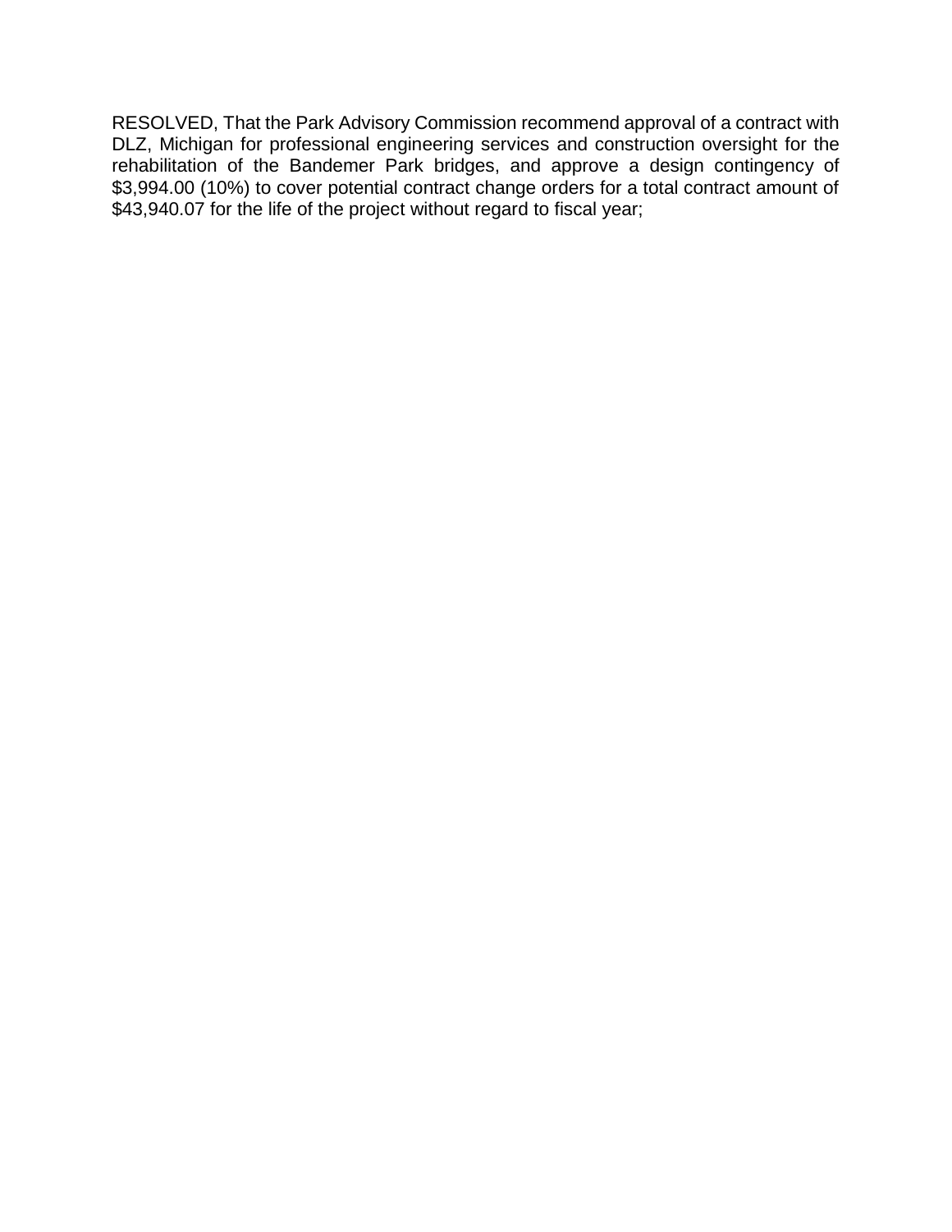RESOLVED, That the Park Advisory Commission recommend approval of a contract with DLZ, Michigan for professional engineering services and construction oversight for the rehabilitation of the Bandemer Park bridges, and approve a design contingency of $3,994.00 (10%) to cover potential contract change orders for a total contract amount of $43,940.07 for the life of the project without regard to fiscal year;